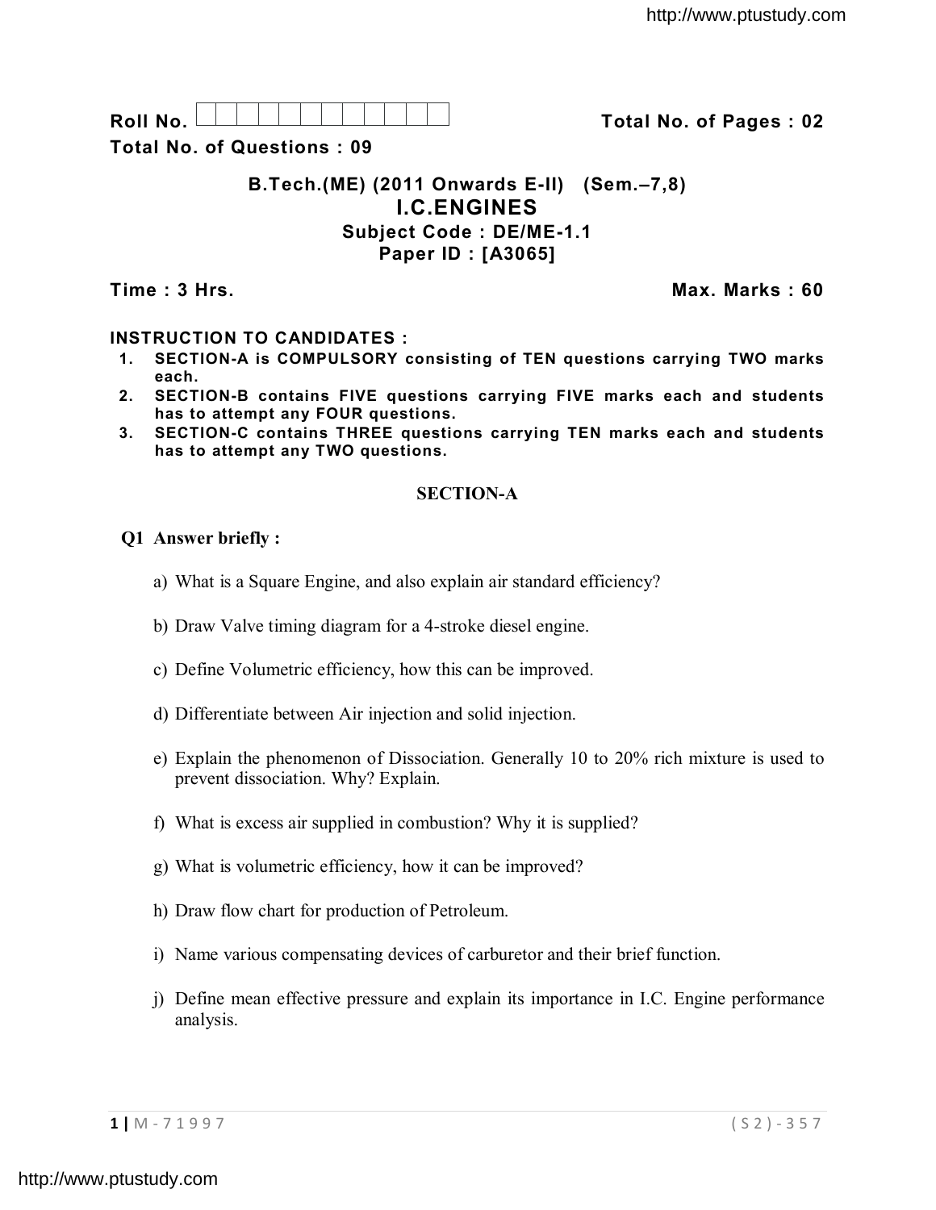Roll No. | | | | | | | | | | | | **Total No. of Pages : 02**

**Total No. of Questions : 09**

## B.Tech.(ME) (2011 Onwards E-II) (Sem.–7,8)

# I.C.ENGINES

### Subject Code : DE/ME-1.1

### Paper ID : [A3065]

**Time : 3 Hrs.** **Max. Marks : 60**

**INSTRUCTION TO CANDIDATES :**

1. **SECTION-A is COMPULSORY consisting of TEN questions carrying TWO marks each.**
2. **SECTION-B contains FIVE questions carrying FIVE marks each and students has to attempt any FOUR questions.**
3. **SECTION-C contains THREE questions carrying TEN marks each and students has to attempt any TWO questions.**

## SECTION-A

**Q1 Answer briefly :**

a) What is a Square Engine, and also explain air standard efficiency?

b) Draw Valve timing diagram for a 4-stroke diesel engine.

c) Define Volumetric efficiency, how this can be improved.

d) Differentiate between Air injection and solid injection.

e) Explain the phenomenon of Dissociation. Generally 10 to 20% rich mixture is used to prevent dissociation. Why? Explain.

f) What is excess air supplied in combustion? Why it is supplied?

g) What is volumetric efficiency, how it can be improved?

h) Draw flow chart for production of Petroleum.

i) Name various compensating devices of carburetor and their brief function.

j) Define mean effective pressure and explain its importance in I.C. Engine performance analysis.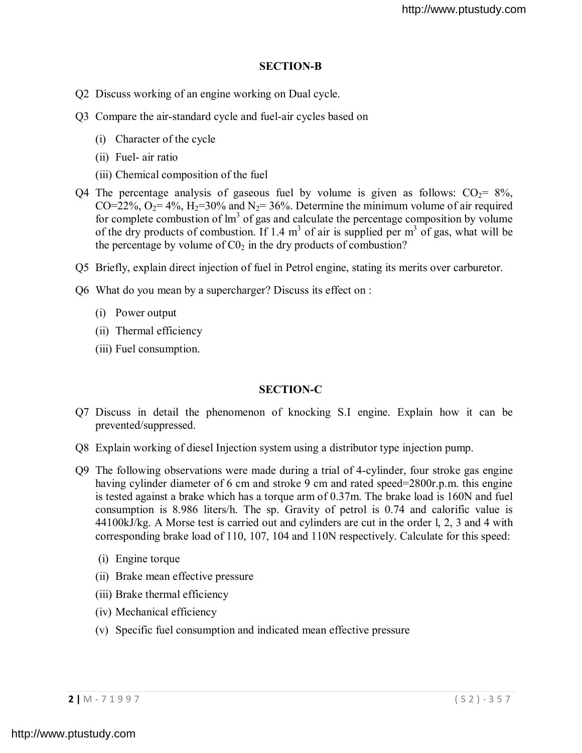## SECTION-B

Q2 Discuss working of an engine working on Dual cycle.

Q3 Compare the air-standard cycle and fuel-air cycles based on

(i) Character of the cycle

(ii) Fuel- air ratio

(iii) Chemical composition of the fuel

Q4 The percentage analysis of gaseous fuel by volume is given as follows: $CO_2$= 8%, CO=22%, $O_2$= 4%, $H_2$=30% and $N_2$= 36%. Determine the minimum volume of air required for complete combustion of lm$^3$ of gas and calculate the percentage composition by volume of the dry products of combustion. If 1.4 m$^3$ of air is supplied per m$^3$ of gas, what will be the percentage by volume of $C0_2$ in the dry products of combustion?

Q5 Briefly, explain direct injection of fuel in Petrol engine, stating its merits over carburetor.

Q6 What do you mean by a supercharger? Discuss its effect on :

(i) Power output

(ii) Thermal efficiency

(iii) Fuel consumption.

## SECTION-C

Q7 Discuss in detail the phenomenon of knocking S.I engine. Explain how it can be prevented/suppressed.

Q8 Explain working of diesel Injection system using a distributor type injection pump.

Q9 The following observations were made during a trial of 4-cylinder, four stroke gas engine having cylinder diameter of 6 cm and stroke 9 cm and rated speed=2800r.p.m. this engine is tested against a brake which has a torque arm of 0.37m. The brake load is 160N and fuel consumption is 8.986 liters/h. The sp. Gravity of petrol is 0.74 and calorific value is 44100kJ/kg. A Morse test is carried out and cylinders are cut in the order l, 2, 3 and 4 with corresponding brake load of 110, 107, 104 and 110N respectively. Calculate for this speed:

(i) Engine torque

(ii) Brake mean effective pressure

(iii) Brake thermal efficiency

(iv) Mechanical efficiency

(v) Specific fuel consumption and indicated mean effective pressure